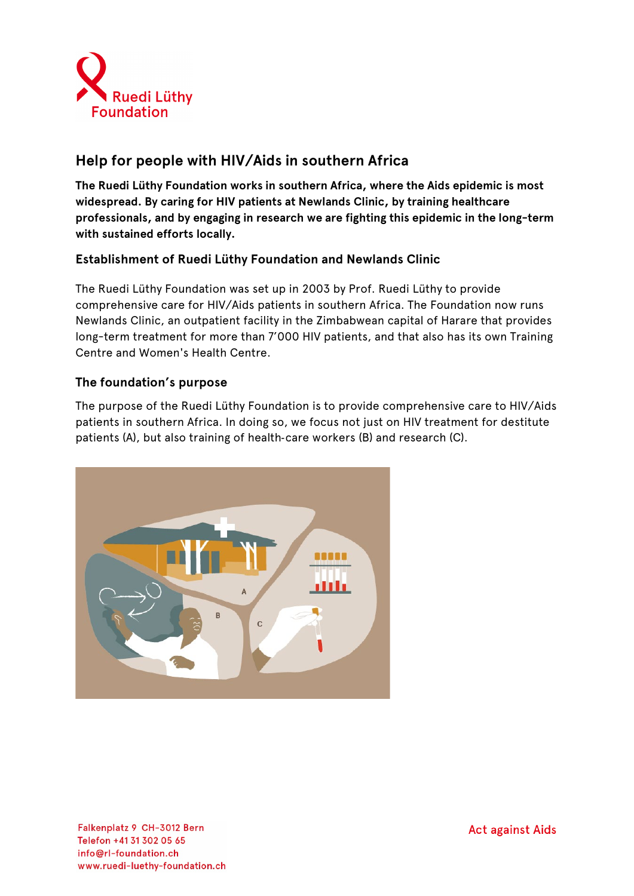Ruedi Lüthy Foundation

## Help for people with HIV/Aids in southern Africa

**The Ruedi Lüthy Foundation works in southern Africa, where the Aids epidemic is most widespread. By caring for HIV patients at Newlands Clinic, by training healthcare professionals, and by engaging in research we are fighting this epidemic in the long-term with sustained efforts locally.**

### Establishment of Ruedi Lüthy Foundation and Newlands Clinic

The Ruedi Lüthy Foundation was set up in 2003 by Prof. Ruedi Lüthy to provide comprehensive care for HIV/Aids patients in southern Africa. The Foundation now runs Newlands Clinic, an outpatient facility in the Zimbabwean capital of Harare that provides long-term treatment for more than 7'000 HIV patients, and that also has its own Training Centre and Women's Health Centre.

### The foundation's purpose

The purpose of the Ruedi Lüthy Foundation is to provide comprehensive care to HIV/Aids patients in southern Africa. In doing so, we focus not just on HIV treatment for destitute patients (A), but also training of health-care workers (B) and research (C).

Falkenplatz 9 CH-3012 Bern
Telefon +41 31 302 05 65
info@rl-foundation.ch
www.ruedi-luethy-foundation.ch

Act against Aids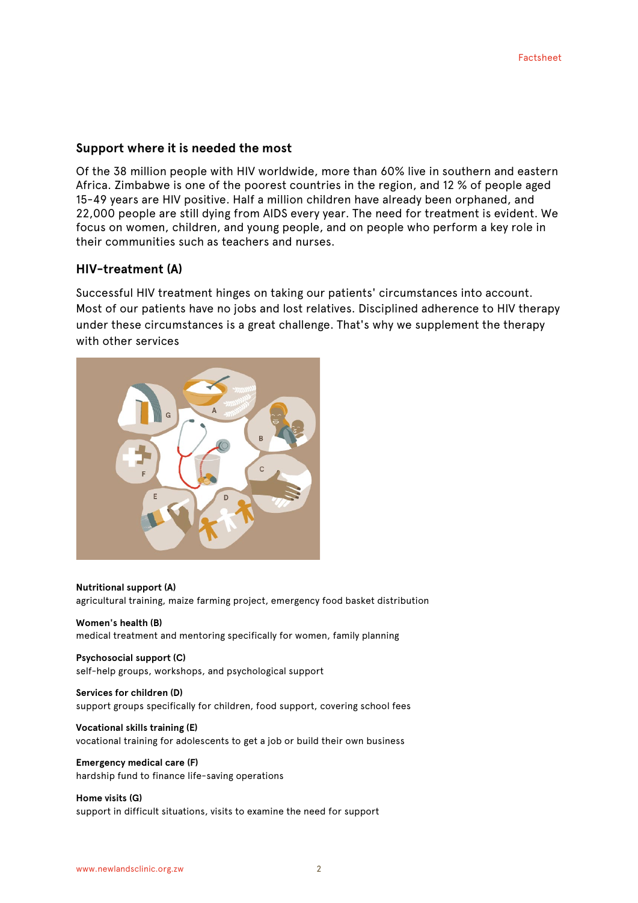## Support where it is needed the most

Of the 38 million people with HIV worldwide, more than 60% live in southern and eastern Africa. Zimbabwe is one of the poorest countries in the region, and 12 % of people aged 15-49 years are HIV positive. Half a million children have already been orphaned, and 22,000 people are still dying from AIDS every year. The need for treatment is evident. We focus on women, children, and young people, and on people who perform a key role in their communities such as teachers and nurses.

## HIV-treatment (A)

Successful HIV treatment hinges on taking our patients' circumstances into account. Most of our patients have no jobs and lost relatives. Disciplined adherence to HIV therapy under these circumstances is a great challenge. That's why we supplement the therapy with other services

**Nutritional support (A)**
agricultural training, maize farming project, emergency food basket distribution

**Women's health (B)**
medical treatment and mentoring specifically for women, family planning

**Psychosocial support (C)**
self-help groups, workshops, and psychological support

**Services for children (D)**
support groups specifically for children, food support, covering school fees

**Vocational skills training (E)**
vocational training for adolescents to get a job or build their own business

**Emergency medical care (F)**
hardship fund to finance life-saving operations

**Home visits (G)**
support in difficult situations, visits to examine the need for support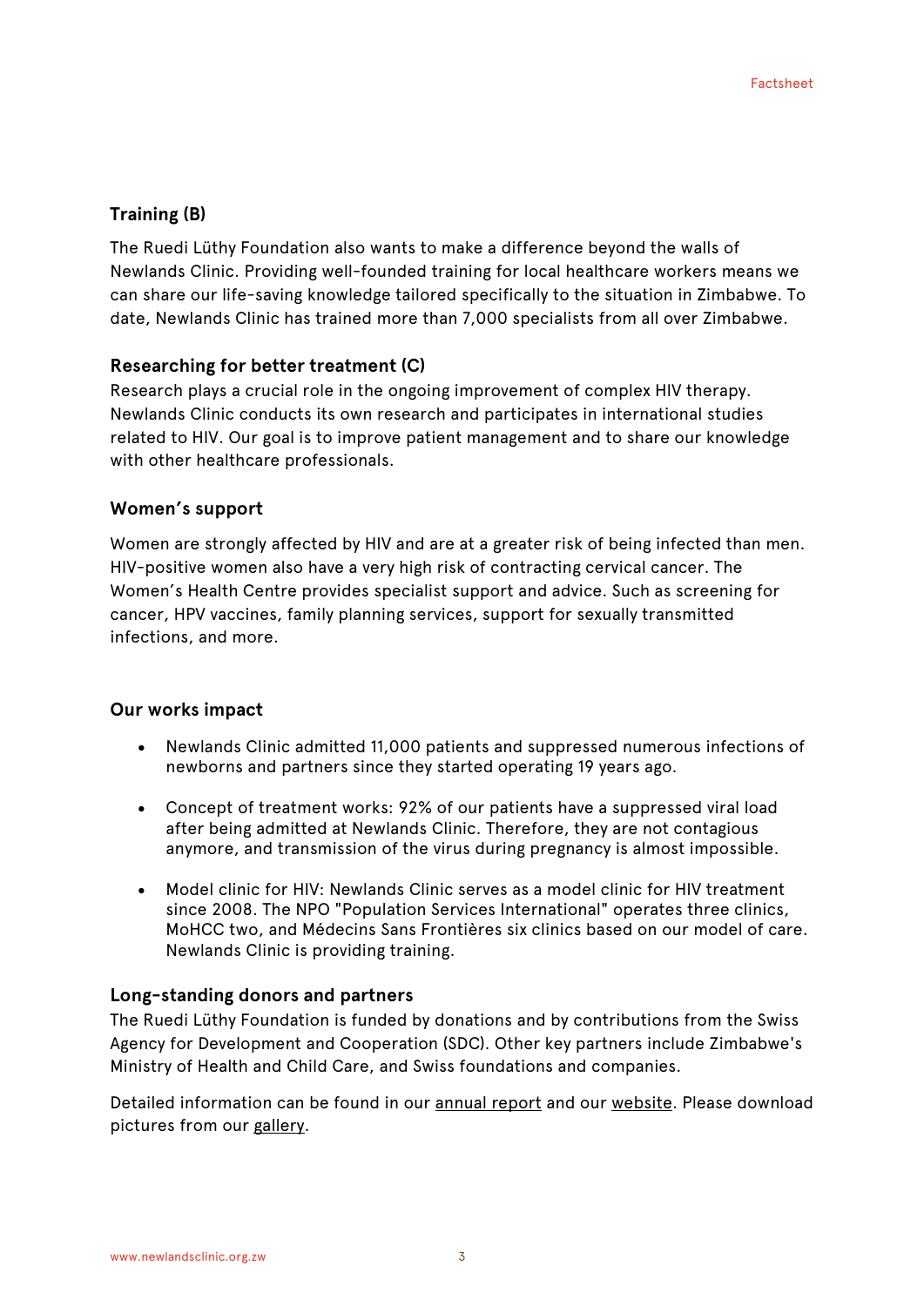### Training (B)

The Ruedi Lüthy Foundation also wants to make a difference beyond the walls of Newlands Clinic. Providing well-founded training for local healthcare workers means we can share our life-saving knowledge tailored specifically to the situation in Zimbabwe. To date, Newlands Clinic has trained more than 7,000 specialists from all over Zimbabwe.

### Researching for better treatment (C)

Research plays a crucial role in the ongoing improvement of complex HIV therapy. Newlands Clinic conducts its own research and participates in international studies related to HIV. Our goal is to improve patient management and to share our knowledge with other healthcare professionals.

### Women's support

Women are strongly affected by HIV and are at a greater risk of being infected than men. HIV-positive women also have a very high risk of contracting cervical cancer. The Women's Health Centre provides specialist support and advice. Such as screening for cancer, HPV vaccines, family planning services, support for sexually transmitted infections, and more.

### Our works impact

- Newlands Clinic admitted 11,000 patients and suppressed numerous infections of newborns and partners since they started operating 19 years ago.
- Concept of treatment works: 92% of our patients have a suppressed viral load after being admitted at Newlands Clinic. Therefore, they are not contagious anymore, and transmission of the virus during pregnancy is almost impossible.
- Model clinic for HIV: Newlands Clinic serves as a model clinic for HIV treatment since 2008. The NPO "Population Services International" operates three clinics, MoHCC two, and Médecins Sans Frontières six clinics based on our model of care. Newlands Clinic is providing training.

### Long-standing donors and partners

The Ruedi Lüthy Foundation is funded by donations and by contributions from the Swiss Agency for Development and Cooperation (SDC). Other key partners include Zimbabwe's Ministry of Health and Child Care, and Swiss foundations and companies.

Detailed information can be found in our annual report and our website. Please download pictures from our gallery.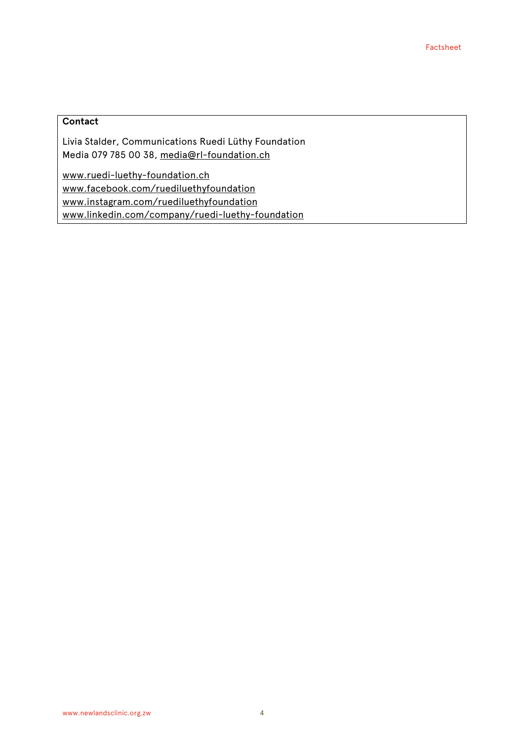**Contact**

Livia Stalder, Communications Ruedi Lüthy Foundation
Media 079 785 00 38, media@rl-foundation.ch

www.ruedi-luethy-foundation.ch
www.facebook.com/ruediluethyfoundation
www.instagram.com/ruediluethyfoundation
www.linkedin.com/company/ruedi-luethy-foundation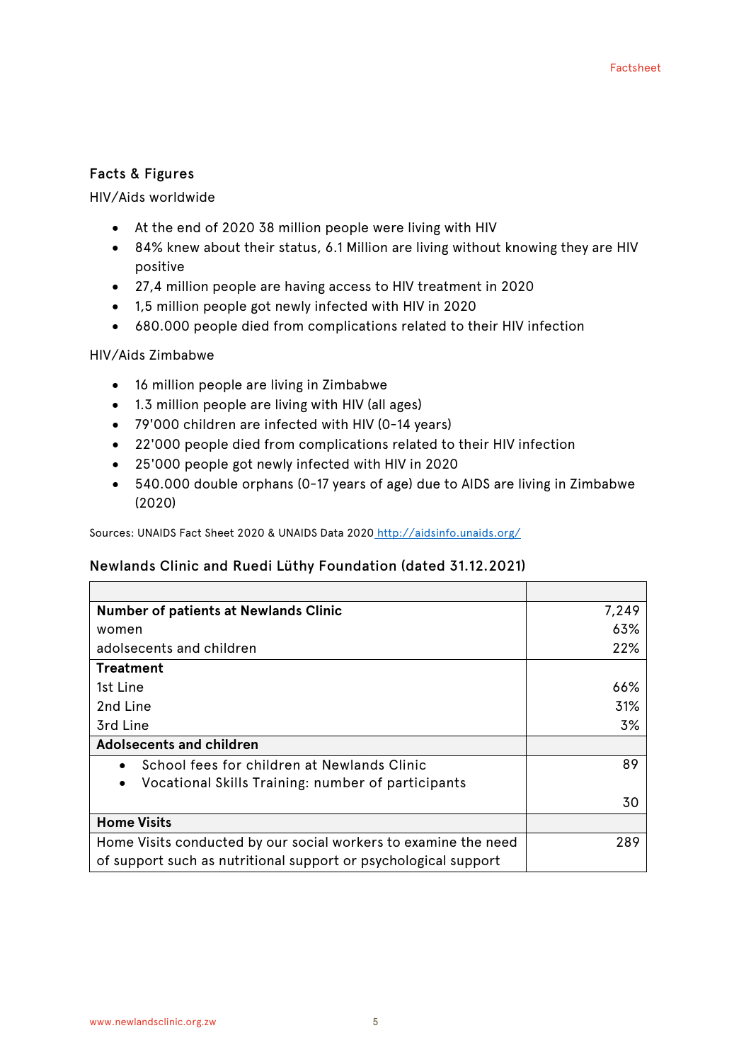## Facts & Figures

HIV/Aids worldwide

- At the end of 2020 38 million people were living with HIV
- 84% knew about their status, 6.1 Million are living without knowing they are HIV positive
- 27,4 million people are having access to HIV treatment in 2020
- 1,5 million people got newly infected with HIV in 2020
- 680.000 people died from complications related to their HIV infection

HIV/Aids Zimbabwe

- 16 million people are living in Zimbabwe
- 1.3 million people are living with HIV (all ages)
- 79'000 children are infected with HIV (0-14 years)
- 22'000 people died from complications related to their HIV infection
- 25'000 people got newly infected with HIV in 2020
- 540.000 double orphans (0-17 years of age) due to AIDS are living in Zimbabwe (2020)

Sources: UNAIDS Fact Sheet 2020 & UNAIDS Data 2020 http://aidsinfo.unaids.org/

### Newlands Clinic and Ruedi Lüthy Foundation (dated 31.12.2021)

| | |
|---|---|
| **Number of patients at Newlands Clinic** | 7,249 |
| women | 63% |
| adolsecents and children | 22% |
| **Treatment** | |
| 1st Line | 66% |
| 2nd Line | 31% |
| 3rd Line | 3% |
| **Adolsecents and children** | |
| • School fees for children at Newlands Clinic | 89 |
| • Vocational Skills Training: number of participants | 30 |
| **Home Visits** | |
| Home Visits conducted by our social workers to examine the need of support such as nutritional support or psychological support | 289 |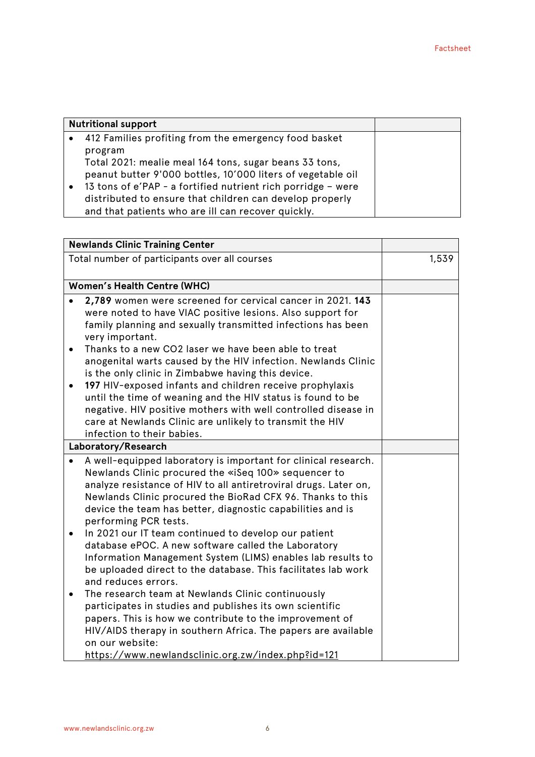| Nutritional support | |
|---|---|
| • 412 Families profiting from the emergency food basket program<br>Total 2021: mealie meal 164 tons, sugar beans 33 tons, peanut butter 9'000 bottles, 10'000 liters of vegetable oil<br>• 13 tons of e'PAP - a fortified nutrient rich porridge – were distributed to ensure that children can develop properly and that patients who are ill can recover quickly. | |

| Newlands Clinic Training Center | |
|---|---|
| Total number of participants over all courses | 1,539 |
| **Women's Health Centre (WHC)** | |
| • **2,789** women were screened for cervical cancer in 2021. **143** were noted to have VIAC positive lesions. Also support for family planning and sexually transmitted infections has been very important.<br>• Thanks to a new $CO_2$ laser we have been able to treat anogenital warts caused by the HIV infection. Newlands Clinic is the only clinic in Zimbabwe having this device.<br>• **197** HIV-exposed infants and children receive prophylaxis until the time of weaning and the HIV status is found to be negative. HIV positive mothers with well controlled disease in care at Newlands Clinic are unlikely to transmit the HIV infection to their babies. | |
| **Laboratory/Research** | |
| • A well-equipped laboratory is important for clinical research. Newlands Clinic procured the «iSeq 100» sequencer to analyze resistance of HIV to all antiretroviral drugs. Later on, Newlands Clinic procured the BioRad CFX 96. Thanks to this device the team has better, diagnostic capabilities and is performing PCR tests.<br>• In 2021 our IT team continued to develop our patient database ePOC. A new software called the Laboratory Information Management System (LIMS) enables lab results to be uploaded direct to the database. This facilitates lab work and reduces errors.<br>• The research team at Newlands Clinic continuously participates in studies and publishes its own scientific papers. This is how we contribute to the improvement of HIV/AIDS therapy in southern Africa. The papers are available on our website: https://www.newlandsclinic.org.zw/index.php?id=121 | |